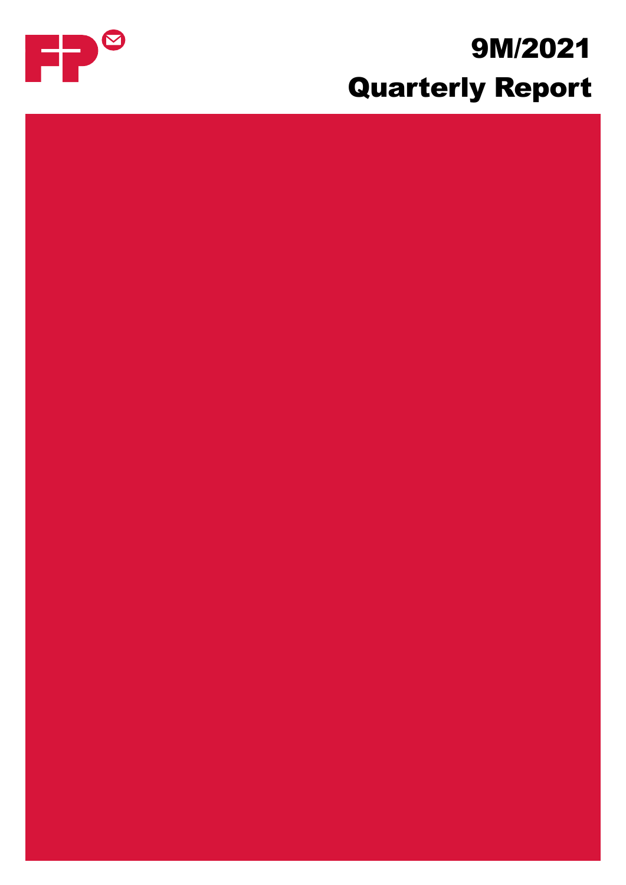# 9M/2021

# Quarterly Report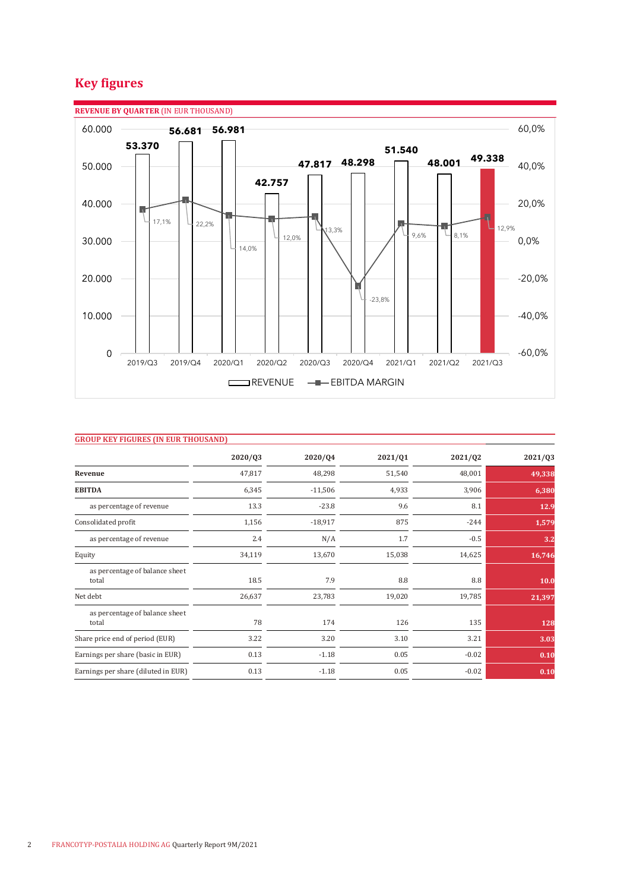# Key figures

**REVENUE BY QUARTER** (IN EUR THOUSAND)

| Quarter | Revenue | EBITDA margin |
|---|---|---|
| 2019/Q3 | 53.370 | 17,1% |
| 2019/Q4 | 56.681 | 22,2% |
| 2020/Q1 | 56.981 | 14,0% |
| 2020/Q2 | 42.757 | 12,0% |
| 2020/Q3 | 47.817 | 13,3% |
| 2020/Q4 | 48.298 | -23,8% |
| 2021/Q1 | 51.540 | 9,6% |
| 2021/Q2 | 48.001 | 8,1% |
| 2021/Q3 | 49.338 | 12,9% |

REVENUE — EBITDA MARGIN

**GROUP KEY FIGURES (IN EUR THOUSAND)**

| | 2020/Q3 | 2020/Q4 | 2021/Q1 | 2021/Q2 | 2021/Q3 |
|---|---|---|---|---|---|
| **Revenue** | 47,817 | 48,298 | 51,540 | 48,001 | 49,338 |
| **EBITDA** | 6,345 | -11,506 | 4,933 | 3,906 | 6,380 |
| as percentage of revenue | 13.3 | -23.8 | 9.6 | 8.1 | 12.9 |
| Consolidated profit | 1,156 | -18,917 | 875 | -244 | 1,579 |
| as percentage of revenue | 2.4 | N/A | 1.7 | -0.5 | 3.2 |
| Equity | 34,119 | 13,670 | 15,038 | 14,625 | 16,746 |
| as percentage of balance sheet total | 18.5 | 7.9 | 8.8 | 8.8 | 10.0 |
| Net debt | 26,637 | 23,783 | 19,020 | 19,785 | 21,397 |
| as percentage of balance sheet total | 78 | 174 | 126 | 135 | 128 |
| Share price end of period (EUR) | 3.22 | 3.20 | 3.10 | 3.21 | 3.03 |
| Earnings per share (basic in EUR) | 0.13 | -1.18 | 0.05 | -0.02 | 0.10 |
| Earnings per share (diluted in EUR) | 0.13 | -1.18 | 0.05 | -0.02 | 0.10 |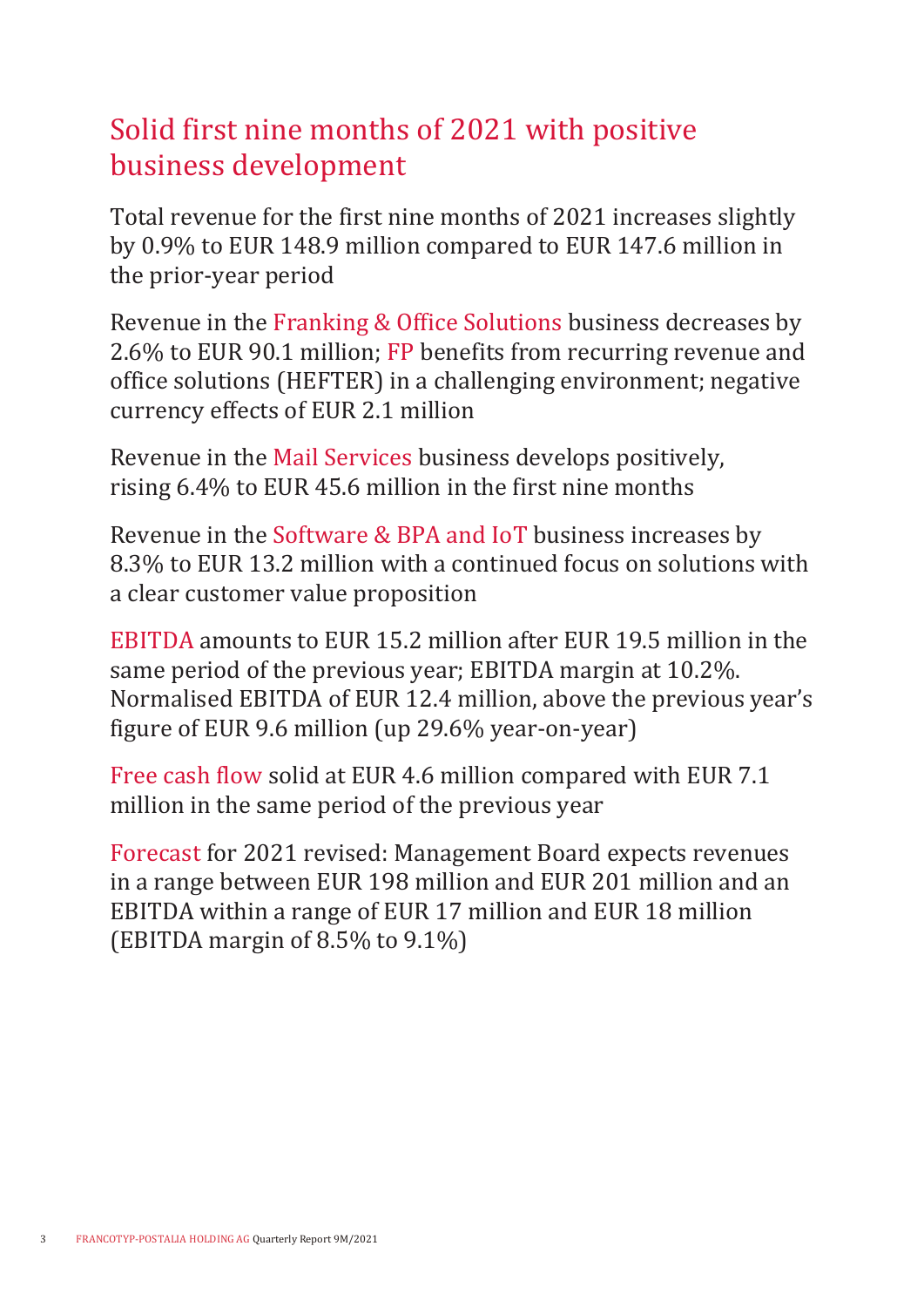# Solid first nine months of 2021 with positive business development

Total revenue for the first nine months of 2021 increases slightly by 0.9% to EUR 148.9 million compared to EUR 147.6 million in the prior-year period

Revenue in the Franking & Office Solutions business decreases by 2.6% to EUR 90.1 million; FP benefits from recurring revenue and office solutions (HEFTER) in a challenging environment; negative currency effects of EUR 2.1 million

Revenue in the Mail Services business develops positively, rising 6.4% to EUR 45.6 million in the first nine months

Revenue in the Software & BPA and IoT business increases by 8.3% to EUR 13.2 million with a continued focus on solutions with a clear customer value proposition

EBITDA amounts to EUR 15.2 million after EUR 19.5 million in the same period of the previous year; EBITDA margin at 10.2%. Normalised EBITDA of EUR 12.4 million, above the previous year's figure of EUR 9.6 million (up 29.6% year-on-year)

Free cash flow solid at EUR 4.6 million compared with EUR 7.1 million in the same period of the previous year

Forecast for 2021 revised: Management Board expects revenues in a range between EUR 198 million and EUR 201 million and an EBITDA within a range of EUR 17 million and EUR 18 million (EBITDA margin of 8.5% to 9.1%)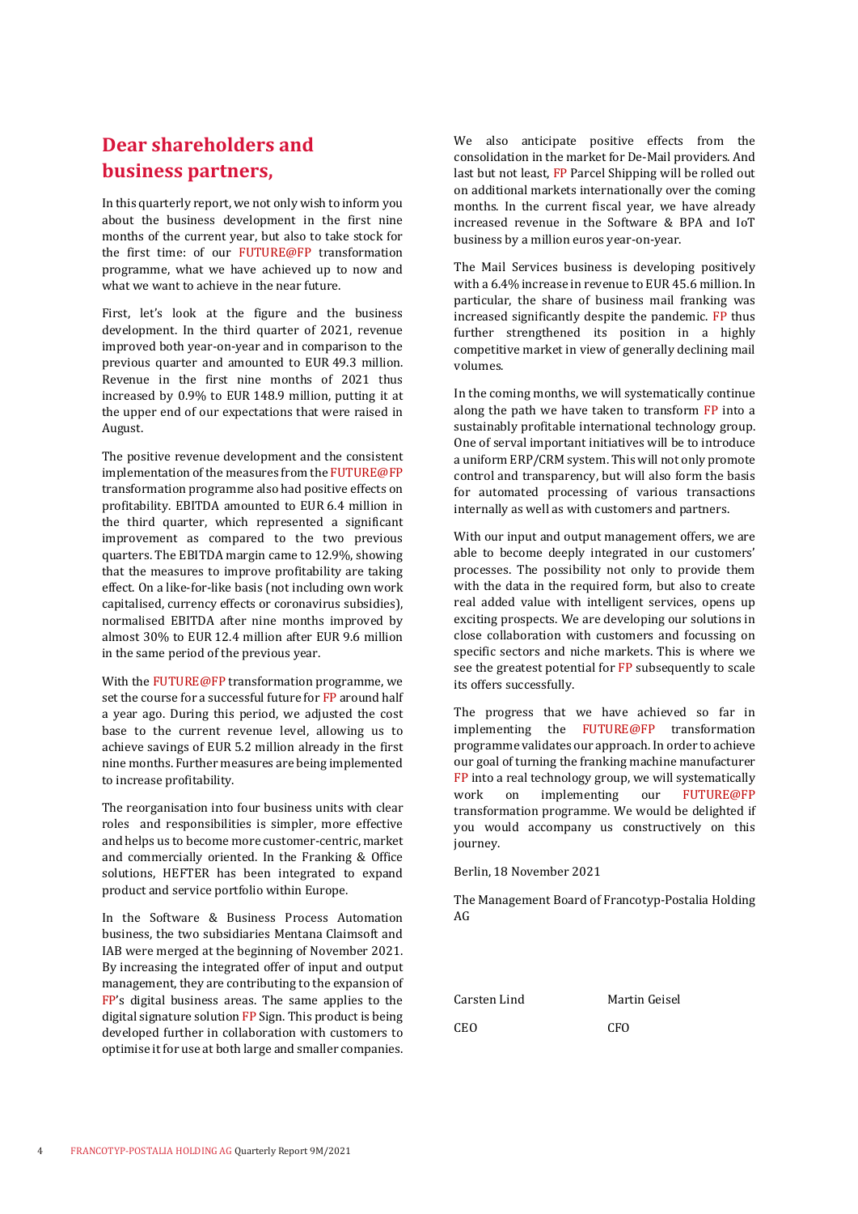# Dear shareholders and business partners,

In this quarterly report, we not only wish to inform you about the business development in the first nine months of the current year, but also to take stock for the first time: of our FUTURE@FP transformation programme, what we have achieved up to now and what we want to achieve in the near future.

First, let's look at the figure and the business development. In the third quarter of 2021, revenue improved both year-on-year and in comparison to the previous quarter and amounted to EUR 49.3 million. Revenue in the first nine months of 2021 thus increased by 0.9% to EUR 148.9 million, putting it at the upper end of our expectations that were raised in August.

The positive revenue development and the consistent implementation of the measures from the FUTURE@FP transformation programme also had positive effects on profitability. EBITDA amounted to EUR 6.4 million in the third quarter, which represented a significant improvement as compared to the two previous quarters. The EBITDA margin came to 12.9%, showing that the measures to improve profitability are taking effect. On a like-for-like basis (not including own work capitalised, currency effects or coronavirus subsidies), normalised EBITDA after nine months improved by almost 30% to EUR 12.4 million after EUR 9.6 million in the same period of the previous year.

With the FUTURE@FP transformation programme, we set the course for a successful future for FP around half a year ago. During this period, we adjusted the cost base to the current revenue level, allowing us to achieve savings of EUR 5.2 million already in the first nine months. Further measures are being implemented to increase profitability.

The reorganisation into four business units with clear roles and responsibilities is simpler, more effective and helps us to become more customer-centric, market and commercially oriented. In the Franking & Office solutions, HEFTER has been integrated to expand product and service portfolio within Europe.

In the Software & Business Process Automation business, the two subsidiaries Mentana Claimsoft and IAB were merged at the beginning of November 2021. By increasing the integrated offer of input and output management, they are contributing to the expansion of FP's digital business areas. The same applies to the digital signature solution FP Sign. This product is being developed further in collaboration with customers to optimise it for use at both large and smaller companies.

We also anticipate positive effects from the consolidation in the market for De-Mail providers. And last but not least, FP Parcel Shipping will be rolled out on additional markets internationally over the coming months. In the current fiscal year, we have already increased revenue in the Software & BPA and IoT business by a million euros year-on-year.

The Mail Services business is developing positively with a 6.4% increase in revenue to EUR 45.6 million. In particular, the share of business mail franking was increased significantly despite the pandemic. FP thus further strengthened its position in a highly competitive market in view of generally declining mail volumes.

In the coming months, we will systematically continue along the path we have taken to transform FP into a sustainably profitable international technology group. One of serval important initiatives will be to introduce a uniform ERP/CRM system. This will not only promote control and transparency, but will also form the basis for automated processing of various transactions internally as well as with customers and partners.

With our input and output management offers, we are able to become deeply integrated in our customers' processes. The possibility not only to provide them with the data in the required form, but also to create real added value with intelligent services, opens up exciting prospects. We are developing our solutions in close collaboration with customers and focussing on specific sectors and niche markets. This is where we see the greatest potential for FP subsequently to scale its offers successfully.

The progress that we have achieved so far in implementing the FUTURE@FP transformation programme validates our approach. In order to achieve our goal of turning the franking machine manufacturer FP into a real technology group, we will systematically work on implementing our FUTURE@FP transformation programme. We would be delighted if you would accompany us constructively on this journey.

Berlin, 18 November 2021

The Management Board of Francotyp-Postalia Holding AG

| Carsten Lind | Martin Geisel |
|---|---|
| CEO | CFO |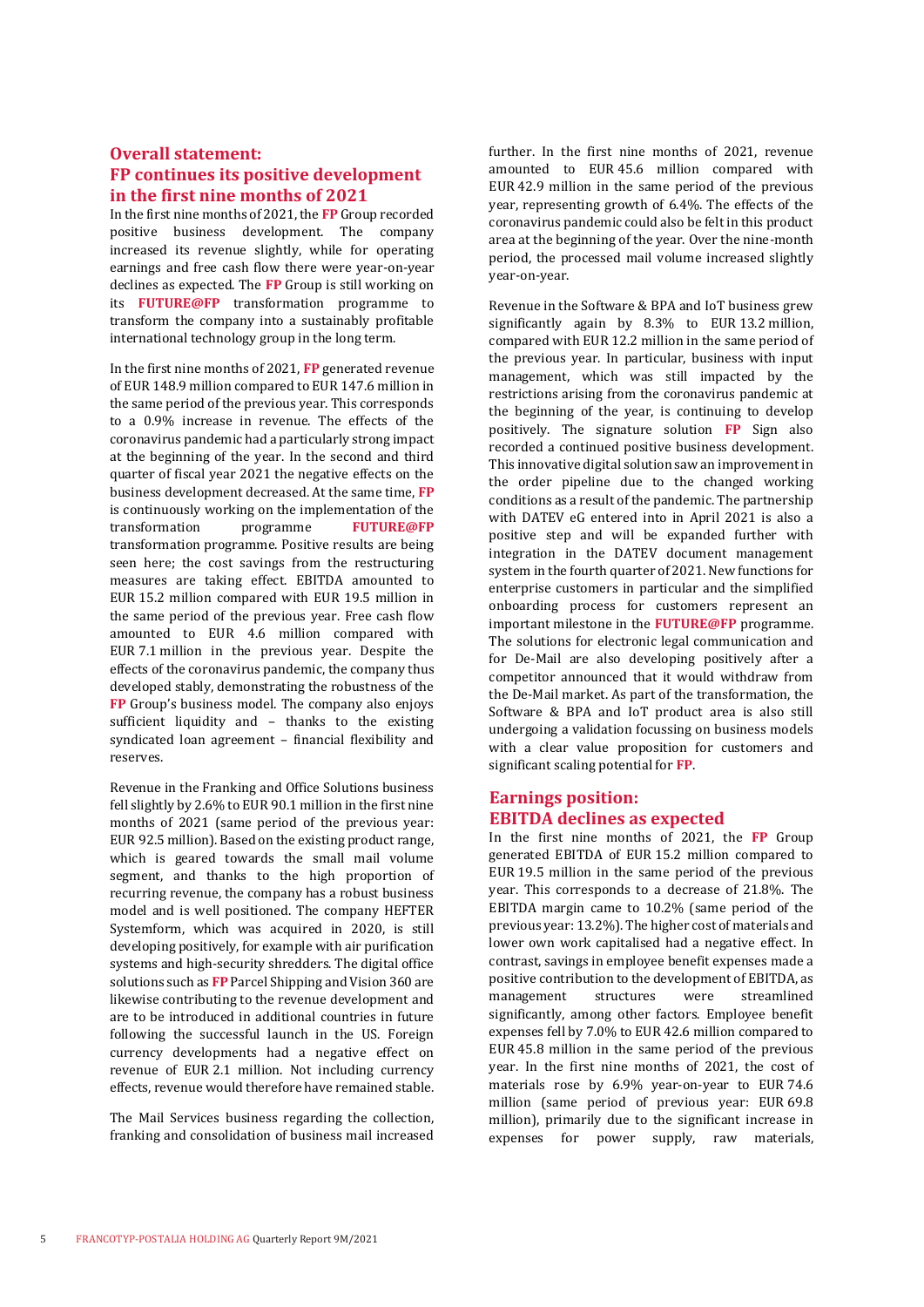## Overall statement: FP continues its positive development in the first nine months of 2021

In the first nine months of 2021, the **FP** Group recorded positive business development. The company increased its revenue slightly, while for operating earnings and free cash flow there were year-on-year declines as expected. The **FP** Group is still working on its **FUTURE@FP** transformation programme to transform the company into a sustainably profitable international technology group in the long term.

In the first nine months of 2021, **FP** generated revenue of EUR 148.9 million compared to EUR 147.6 million in the same period of the previous year. This corresponds to a 0.9% increase in revenue. The effects of the coronavirus pandemic had a particularly strong impact at the beginning of the year. In the second and third quarter of fiscal year 2021 the negative effects on the business development decreased. At the same time, **FP** is continuously working on the implementation of the transformation programme **FUTURE@FP** transformation programme. Positive results are being seen here; the cost savings from the restructuring measures are taking effect. EBITDA amounted to EUR 15.2 million compared with EUR 19.5 million in the same period of the previous year. Free cash flow amounted to EUR 4.6 million compared with EUR 7.1 million in the previous year. Despite the effects of the coronavirus pandemic, the company thus developed stably, demonstrating the robustness of the **FP** Group's business model. The company also enjoys sufficient liquidity and – thanks to the existing syndicated loan agreement – financial flexibility and reserves.

Revenue in the Franking and Office Solutions business fell slightly by 2.6% to EUR 90.1 million in the first nine months of 2021 (same period of the previous year: EUR 92.5 million). Based on the existing product range, which is geared towards the small mail volume segment, and thanks to the high proportion of recurring revenue, the company has a robust business model and is well positioned. The company HEFTER Systemform, which was acquired in 2020, is still developing positively, for example with air purification systems and high-security shredders. The digital office solutions such as **FP** Parcel Shipping and Vision 360 are likewise contributing to the revenue development and are to be introduced in additional countries in future following the successful launch in the US. Foreign currency developments had a negative effect on revenue of EUR 2.1 million. Not including currency effects, revenue would therefore have remained stable.

The Mail Services business regarding the collection, franking and consolidation of business mail increased further. In the first nine months of 2021, revenue amounted to EUR 45.6 million compared with EUR 42.9 million in the same period of the previous year, representing growth of 6.4%. The effects of the coronavirus pandemic could also be felt in this product area at the beginning of the year. Over the nine-month period, the processed mail volume increased slightly year-on-year.

Revenue in the Software & BPA and IoT business grew significantly again by 8.3% to EUR 13.2 million, compared with EUR 12.2 million in the same period of the previous year. In particular, business with input management, which was still impacted by the restrictions arising from the coronavirus pandemic at the beginning of the year, is continuing to develop positively. The signature solution **FP** Sign also recorded a continued positive business development. This innovative digital solution saw an improvement in the order pipeline due to the changed working conditions as a result of the pandemic. The partnership with DATEV eG entered into in April 2021 is also a positive step and will be expanded further with integration in the DATEV document management system in the fourth quarter of 2021. New functions for enterprise customers in particular and the simplified onboarding process for customers represent an important milestone in the **FUTURE@FP** programme. The solutions for electronic legal communication and for De-Mail are also developing positively after a competitor announced that it would withdraw from the De-Mail market. As part of the transformation, the Software & BPA and IoT product area is also still undergoing a validation focussing on business models with a clear value proposition for customers and significant scaling potential for **FP**.

## Earnings position: EBITDA declines as expected

In the first nine months of 2021, the **FP** Group generated EBITDA of EUR 15.2 million compared to EUR 19.5 million in the same period of the previous year. This corresponds to a decrease of 21.8%. The EBITDA margin came to 10.2% (same period of the previous year: 13.2%). The higher cost of materials and lower own work capitalised had a negative effect. In contrast, savings in employee benefit expenses made a positive contribution to the development of EBITDA, as management structures were streamlined significantly, among other factors. Employee benefit expenses fell by 7.0% to EUR 42.6 million compared to EUR 45.8 million in the same period of the previous year. In the first nine months of 2021, the cost of materials rose by 6.9% year-on-year to EUR 74.6 million (same period of previous year: EUR 69.8 million), primarily due to the significant increase in expenses for power supply, raw materials,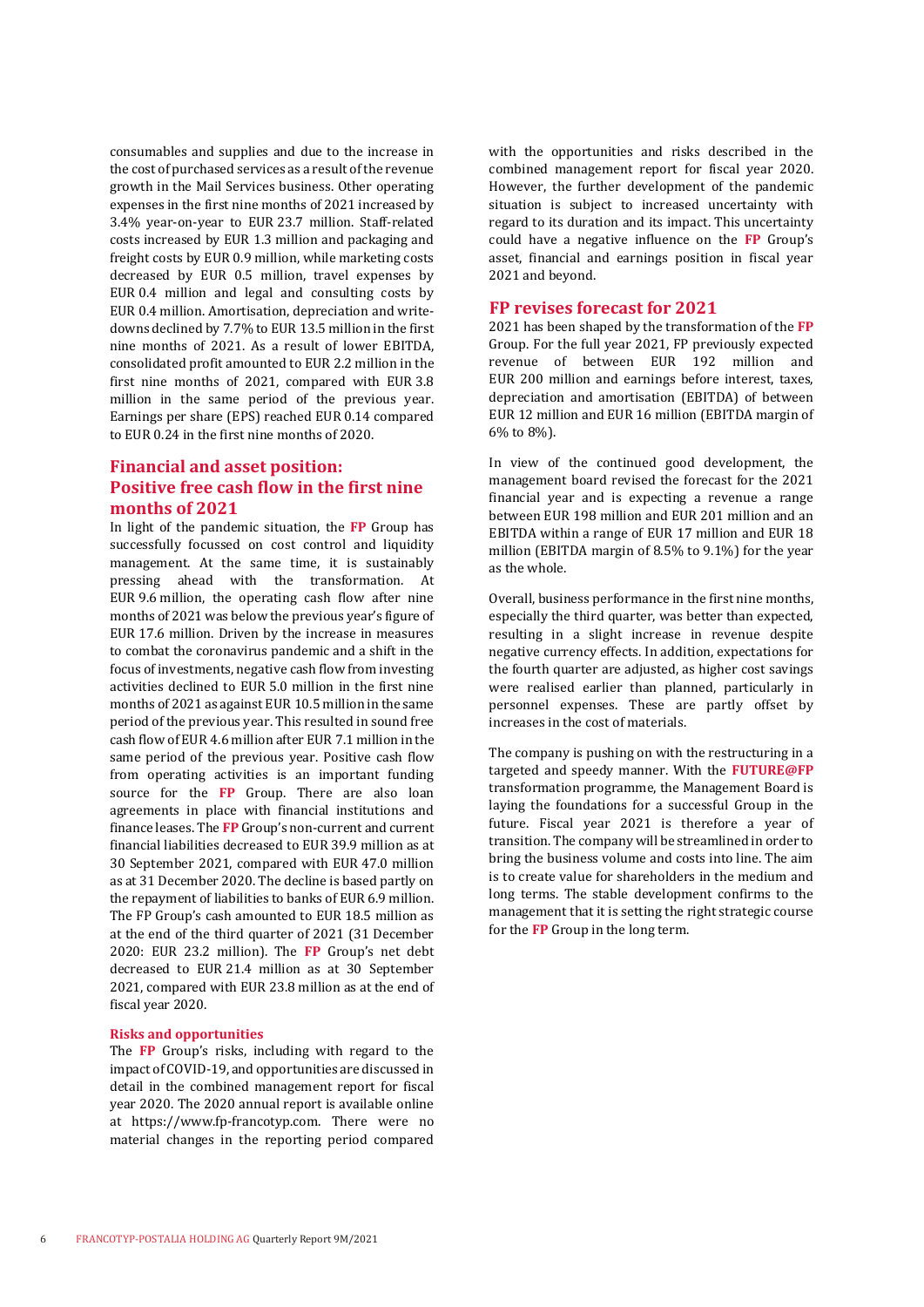consumables and supplies and due to the increase in the cost of purchased services as a result of the revenue growth in the Mail Services business. Other operating expenses in the first nine months of 2021 increased by 3.4% year-on-year to EUR 23.7 million. Staff-related costs increased by EUR 1.3 million and packaging and freight costs by EUR 0.9 million, while marketing costs decreased by EUR 0.5 million, travel expenses by EUR 0.4 million and legal and consulting costs by EUR 0.4 million. Amortisation, depreciation and write-downs declined by 7.7% to EUR 13.5 million in the first nine months of 2021. As a result of lower EBITDA, consolidated profit amounted to EUR 2.2 million in the first nine months of 2021, compared with EUR 3.8 million in the same period of the previous year. Earnings per share (EPS) reached EUR 0.14 compared to EUR 0.24 in the first nine months of 2020.

## Financial and asset position: Positive free cash flow in the first nine months of 2021

In light of the pandemic situation, the **FP** Group has successfully focussed on cost control and liquidity management. At the same time, it is sustainably pressing ahead with the transformation. At EUR 9.6 million, the operating cash flow after nine months of 2021 was below the previous year's figure of EUR 17.6 million. Driven by the increase in measures to combat the coronavirus pandemic and a shift in the focus of investments, negative cash flow from investing activities declined to EUR 5.0 million in the first nine months of 2021 as against EUR 10.5 million in the same period of the previous year. This resulted in sound free cash flow of EUR 4.6 million after EUR 7.1 million in the same period of the previous year. Positive cash flow from operating activities is an important funding source for the **FP** Group. There are also loan agreements in place with financial institutions and finance leases. The **FP** Group's non-current and current financial liabilities decreased to EUR 39.9 million as at 30 September 2021, compared with EUR 47.0 million as at 31 December 2020. The decline is based partly on the repayment of liabilities to banks of EUR 6.9 million. The FP Group's cash amounted to EUR 18.5 million as at the end of the third quarter of 2021 (31 December 2020: EUR 23.2 million). The **FP** Group's net debt decreased to EUR 21.4 million as at 30 September 2021, compared with EUR 23.8 million as at the end of fiscal year 2020.

### Risks and opportunities

The **FP** Group's risks, including with regard to the impact of COVID-19, and opportunities are discussed in detail in the combined management report for fiscal year 2020. The 2020 annual report is available online at https://www.fp-francotyp.com. There were no material changes in the reporting period compared with the opportunities and risks described in the combined management report for fiscal year 2020. However, the further development of the pandemic situation is subject to increased uncertainty with regard to its duration and its impact. This uncertainty could have a negative influence on the **FP** Group's asset, financial and earnings position in fiscal year 2021 and beyond.

## FP revises forecast for 2021

2021 has been shaped by the transformation of the **FP** Group. For the full year 2021, FP previously expected revenue of between EUR 192 million and EUR 200 million and earnings before interest, taxes, depreciation and amortisation (EBITDA) of between EUR 12 million and EUR 16 million (EBITDA margin of 6% to 8%).

In view of the continued good development, the management board revised the forecast for the 2021 financial year and is expecting a revenue a range between EUR 198 million and EUR 201 million and an EBITDA within a range of EUR 17 million and EUR 18 million (EBITDA margin of 8.5% to 9.1%) for the year as the whole.

Overall, business performance in the first nine months, especially the third quarter, was better than expected, resulting in a slight increase in revenue despite negative currency effects. In addition, expectations for the fourth quarter are adjusted, as higher cost savings were realised earlier than planned, particularly in personnel expenses. These are partly offset by increases in the cost of materials.

The company is pushing on with the restructuring in a targeted and speedy manner. With the **FUTURE@FP** transformation programme, the Management Board is laying the foundations for a successful Group in the future. Fiscal year 2021 is therefore a year of transition. The company will be streamlined in order to bring the business volume and costs into line. The aim is to create value for shareholders in the medium and long terms. The stable development confirms to the management that it is setting the right strategic course for the **FP** Group in the long term.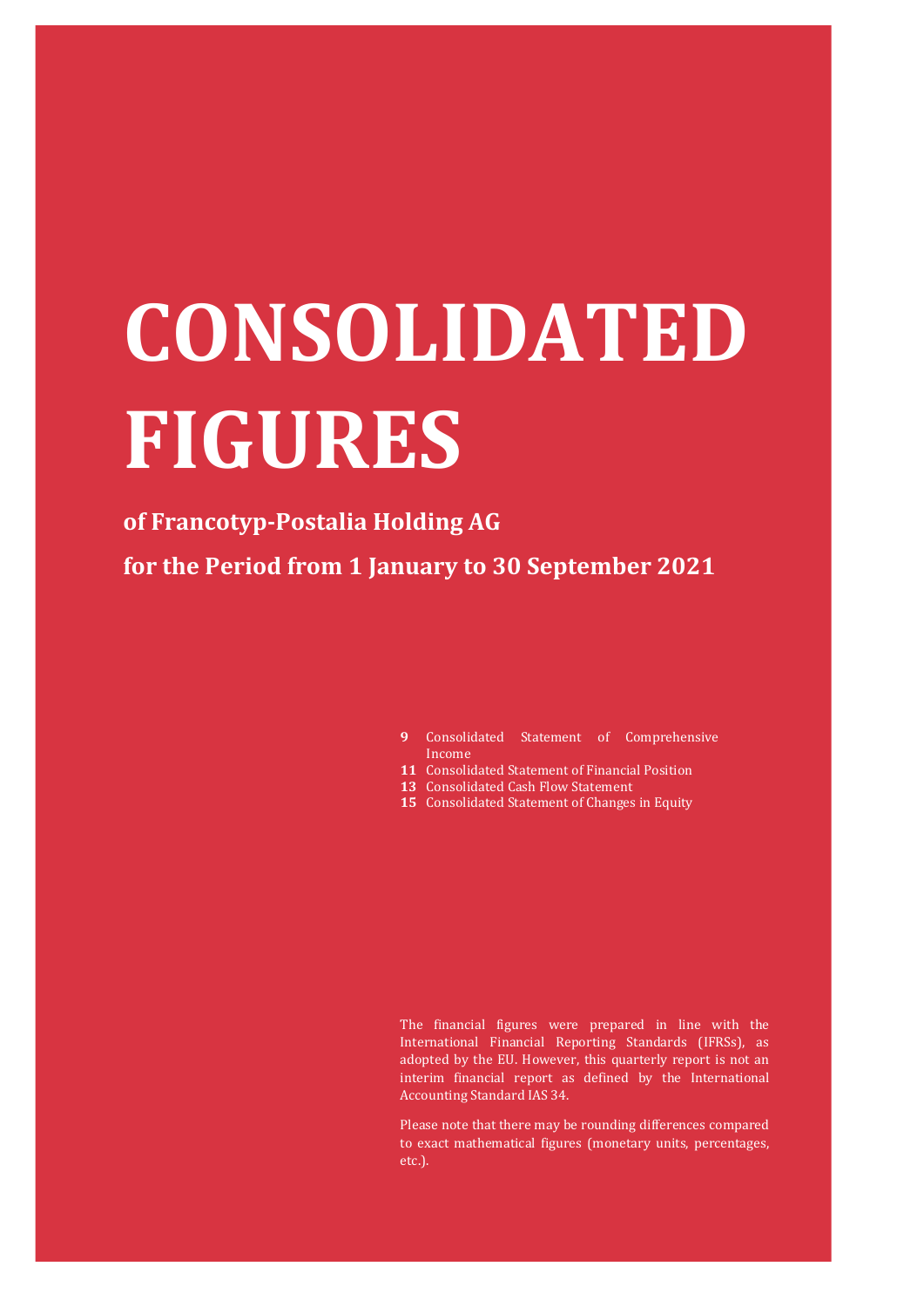# CONSOLIDATED FIGURES

## of Francotyp-Postalia Holding AG

## for the Period from 1 January to 30 September 2021

- **9** Consolidated Statement of Comprehensive Income
- **11** Consolidated Statement of Financial Position
- **13** Consolidated Cash Flow Statement
- **15** Consolidated Statement of Changes in Equity

The financial figures were prepared in line with the International Financial Reporting Standards (IFRSs), as adopted by the EU. However, this quarterly report is not an interim financial report as defined by the International Accounting Standard IAS 34.

Please note that there may be rounding differences compared to exact mathematical figures (monetary units, percentages, etc.).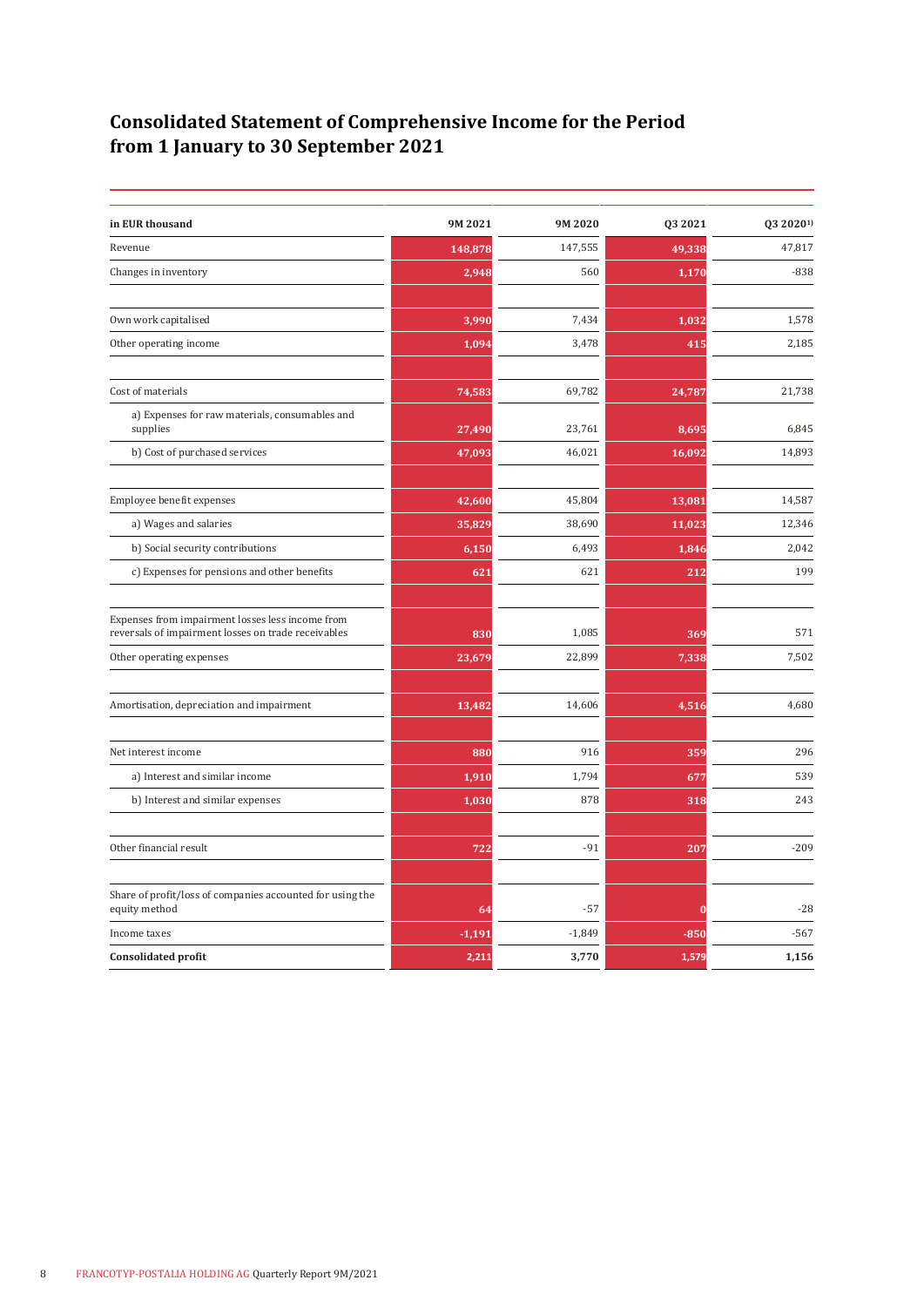# Consolidated Statement of Comprehensive Income for the Period from 1 January to 30 September 2021

| in EUR thousand | 9M 2021 | 9M 2020 | Q3 2021 | Q3 2020[1)] |
|---|---|---|---|---|
| Revenue | 148,878 | 147,555 | 49,338 | 47,817 |
| Changes in inventory | 2,948 | 560 | 1,170 | -838 |
| | | | | |
| Own work capitalised | 3,990 | 7,434 | 1,032 | 1,578 |
| Other operating income | 1,094 | 3,478 | 415 | 2,185 |
| | | | | |
| Cost of materials | 74,583 | 69,782 | 24,787 | 21,738 |
| a) Expenses for raw materials, consumables and supplies | 27,490 | 23,761 | 8,695 | 6,845 |
| b) Cost of purchased services | 47,093 | 46,021 | 16,092 | 14,893 |
| | | | | |
| Employee benefit expenses | 42,600 | 45,804 | 13,081 | 14,587 |
| a) Wages and salaries | 35,829 | 38,690 | 11,023 | 12,346 |
| b) Social security contributions | 6,150 | 6,493 | 1,846 | 2,042 |
| c) Expenses for pensions and other benefits | 621 | 621 | 212 | 199 |
| | | | | |
| Expenses from impairment losses less income from reversals of impairment losses on trade receivables | 830 | 1,085 | 369 | 571 |
| Other operating expenses | 23,679 | 22,899 | 7,338 | 7,502 |
| | | | | |
| Amortisation, depreciation and impairment | 13,482 | 14,606 | 4,516 | 4,680 |
| | | | | |
| Net interest income | 880 | 916 | 359 | 296 |
| a) Interest and similar income | 1,910 | 1,794 | 677 | 539 |
| b) Interest and similar expenses | 1,030 | 878 | 318 | 243 |
| | | | | |
| Other financial result | 722 | -91 | 207 | -209 |
| | | | | |
| Share of profit/loss of companies accounted for using the equity method | 64 | -57 | 0 | -28 |
| Income taxes | -1,191 | -1,849 | -850 | -567 |
| **Consolidated profit** | **2,211** | **3,770** | **1,579** | **1,156** |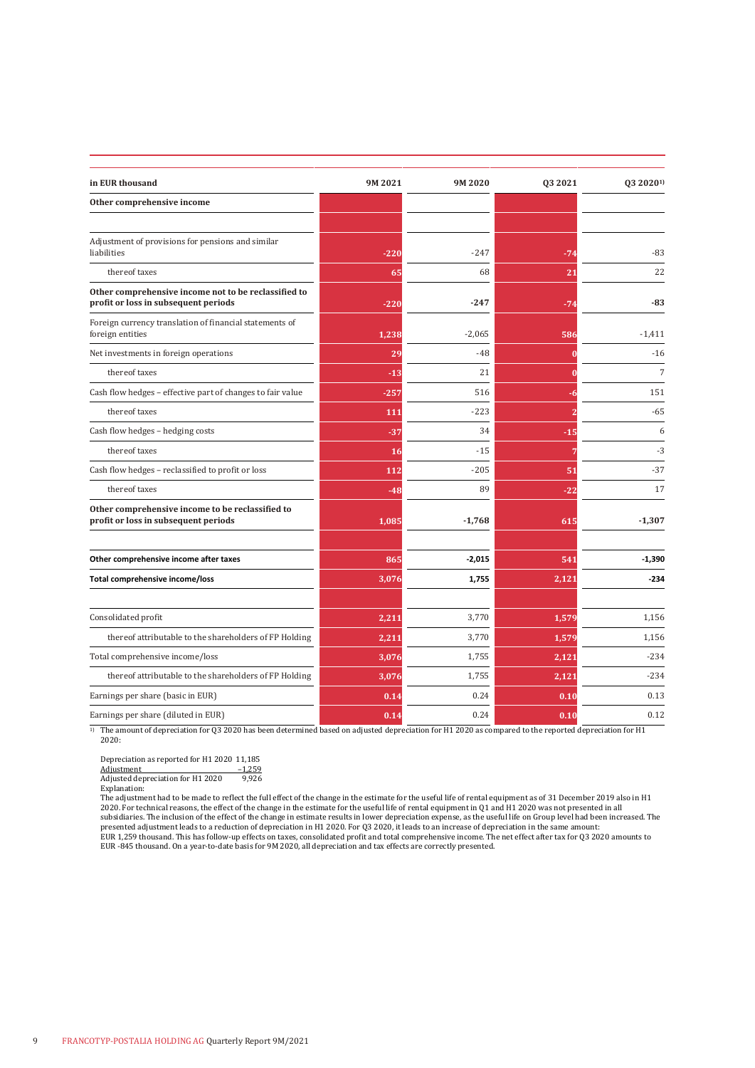| in EUR thousand | 9M 2021 | 9M 2020 | Q3 2021 | Q3 2020[1] |
|---|---|---|---|---|
| **Other comprehensive income** | | | | |
| | | | | |
| Adjustment of provisions for pensions and similar liabilities | -220 | -247 | -74 | -83 |
| thereof taxes | 65 | 68 | 21 | 22 |
| **Other comprehensive income not to be reclassified to profit or loss in subsequent periods** | -220 | **-247** | -74 | **-83** |
| Foreign currency translation of financial statements of foreign entities | 1,238 | -2,065 | 586 | -1,411 |
| Net investments in foreign operations | 29 | -48 | 0 | -16 |
| thereof taxes | -13 | 21 | 0 | 7 |
| Cash flow hedges – effective part of changes to fair value | -257 | 516 | -6 | 151 |
| thereof taxes | 111 | -223 | 2 | -65 |
| Cash flow hedges – hedging costs | -37 | 34 | -15 | 6 |
| thereof taxes | 16 | -15 | 7 | -3 |
| Cash flow hedges – reclassified to profit or loss | 112 | -205 | 51 | -37 |
| thereof taxes | -48 | 89 | -22 | 17 |
| **Other comprehensive income to be reclassified to profit or loss in subsequent periods** | 1,085 | **-1,768** | 615 | **-1,307** |
| | | | | |
| **Other comprehensive income after taxes** | 865 | **-2,015** | 541 | **-1,390** |
| **Total comprehensive income/loss** | 3,076 | **1,755** | 2,121 | **-234** |
| | | | | |
| Consolidated profit | 2,211 | 3,770 | 1,579 | 1,156 |
| thereof attributable to the shareholders of FP Holding | 2,211 | 3,770 | 1,579 | 1,156 |
| Total comprehensive income/loss | 3,076 | 1,755 | 2,121 | -234 |
| thereof attributable to the shareholders of FP Holding | 3,076 | 1,755 | 2,121 | -234 |
| Earnings per share (basic in EUR) | 0.14 | 0.24 | 0.10 | 0.13 |
| Earnings per share (diluted in EUR) | 0.14 | 0.24 | 0.10 | 0.12 |

[1] The amount of depreciation for Q3 2020 has been determined based on adjusted depreciation for H1 2020 as compared to the reported depreciation for H1 2020:

| | |
|---|---|
| Depreciation as reported for H1 2020 | 11,185 |
| Adjustment | –1,259 |
| Adjusted depreciation for H1 2020 | 9,926 |

Explanation:
The adjustment had to be made to reflect the full effect of the change in the estimate for the useful life of rental equipment as of 31 December 2019 also in H1 2020. For technical reasons, the effect of the change in the estimate for the useful life of rental equipment in Q1 and H1 2020 was not presented in all subsidiaries. The inclusion of the effect of the change in estimate results in lower depreciation expense, as the useful life on Group level had been increased. The presented adjustment leads to a reduction of depreciation in H1 2020. For Q3 2020, it leads to an increase of depreciation in the same amount: EUR 1,259 thousand. This has follow-up effects on taxes, consolidated profit and total comprehensive income. The net effect after tax for Q3 2020 amounts to EUR -845 thousand. On a year-to-date basis for 9M 2020, all depreciation and tax effects are correctly presented.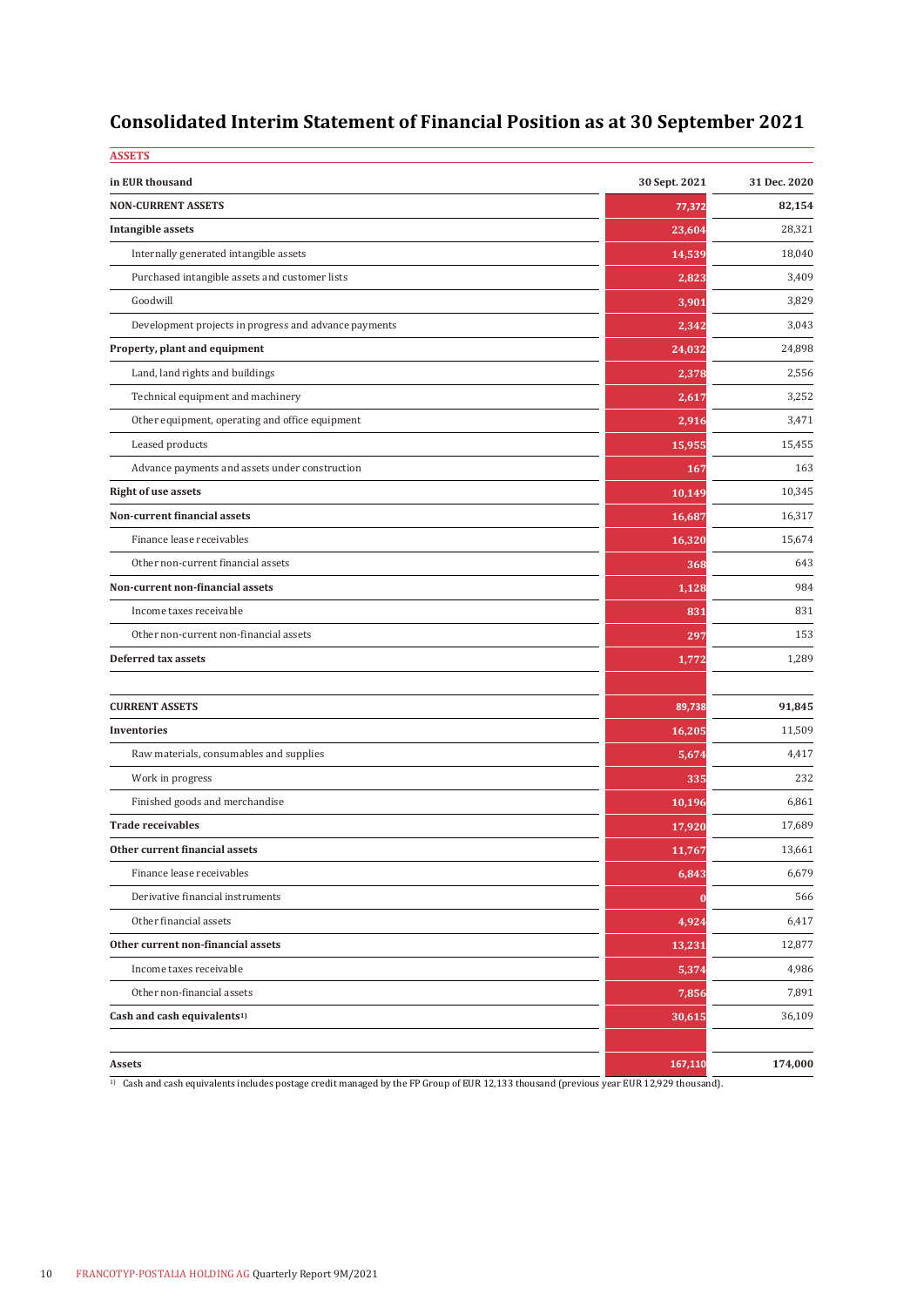# Consolidated Interim Statement of Financial Position as at 30 September 2021

## ASSETS

| in EUR thousand | 30 Sept. 2021 | 31 Dec. 2020 |
|---|---|---|
| **NON-CURRENT ASSETS** | **77,372** | **82,154** |
| **Intangible assets** | **23,604** | 28,321 |
| Internally generated intangible assets | 14,539 | 18,040 |
| Purchased intangible assets and customer lists | 2,823 | 3,409 |
| Goodwill | 3,901 | 3,829 |
| Development projects in progress and advance payments | 2,342 | 3,043 |
| **Property, plant and equipment** | **24,032** | 24,898 |
| Land, land rights and buildings | 2,378 | 2,556 |
| Technical equipment and machinery | 2,617 | 3,252 |
| Other equipment, operating and office equipment | 2,916 | 3,471 |
| Leased products | 15,955 | 15,455 |
| Advance payments and assets under construction | 167 | 163 |
| **Right of use assets** | **10,149** | 10,345 |
| **Non-current financial assets** | **16,687** | 16,317 |
| Finance lease receivables | 16,320 | 15,674 |
| Other non-current financial assets | 368 | 643 |
| **Non-current non-financial assets** | **1,128** | 984 |
| Income taxes receivable | 831 | 831 |
| Other non-current non-financial assets | 297 | 153 |
| **Deferred tax assets** | **1,772** | 1,289 |
| | | |
| **CURRENT ASSETS** | **89,738** | **91,845** |
| **Inventories** | **16,205** | 11,509 |
| Raw materials, consumables and supplies | 5,674 | 4,417 |
| Work in progress | 335 | 232 |
| Finished goods and merchandise | 10,196 | 6,861 |
| **Trade receivables** | **17,920** | 17,689 |
| **Other current financial assets** | **11,767** | 13,661 |
| Finance lease receivables | 6,843 | 6,679 |
| Derivative financial instruments | 0 | 566 |
| Other financial assets | 4,924 | 6,417 |
| **Other current non-financial assets** | **13,231** | 12,877 |
| Income taxes receivable | 5,374 | 4,986 |
| Other non-financial assets | 7,856 | 7,891 |
| **Cash and cash equivalents**[1] | **30,615** | 36,109 |
| | | |
| **Assets** | **167,110** | **174,000** |

[1] Cash and cash equivalents includes postage credit managed by the FP Group of EUR 12,133 thousand (previous year EUR 12,929 thousand).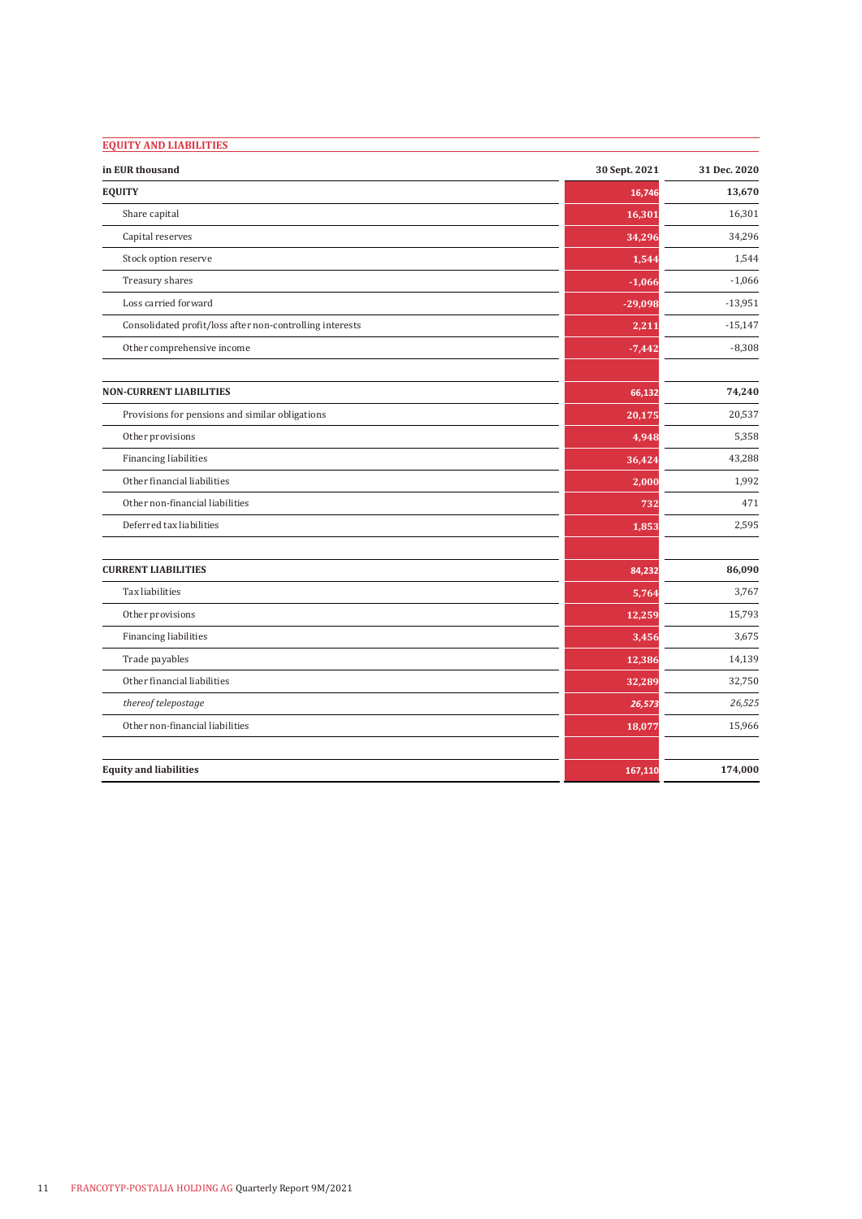## EQUITY AND LIABILITIES

| in EUR thousand | 30 Sept. 2021 | 31 Dec. 2020 |
|---|---|---|
| **EQUITY** | **16,746** | **13,670** |
| Share capital | 16,301 | 16,301 |
| Capital reserves | 34,296 | 34,296 |
| Stock option reserve | 1,544 | 1,544 |
| Treasury shares | -1,066 | -1,066 |
| Loss carried forward | -29,098 | -13,951 |
| Consolidated profit/loss after non-controlling interests | 2,211 | -15,147 |
| Other comprehensive income | -7,442 | -8,308 |
| | | |
| **NON-CURRENT LIABILITIES** | **66,132** | **74,240** |
| Provisions for pensions and similar obligations | 20,175 | 20,537 |
| Other provisions | 4,948 | 5,358 |
| Financing liabilities | 36,424 | 43,288 |
| Other financial liabilities | 2,000 | 1,992 |
| Other non-financial liabilities | 732 | 471 |
| Deferred tax liabilities | 1,853 | 2,595 |
| | | |
| **CURRENT LIABILITIES** | **84,232** | **86,090** |
| Tax liabilities | 5,764 | 3,767 |
| Other provisions | 12,259 | 15,793 |
| Financing liabilities | 3,456 | 3,675 |
| Trade payables | 12,386 | 14,139 |
| Other financial liabilities | 32,289 | 32,750 |
| *thereof telepostage* | *26,573* | *26,525* |
| Other non-financial liabilities | 18,077 | 15,966 |
| | | |
| **Equity and liabilities** | **167,110** | **174,000** |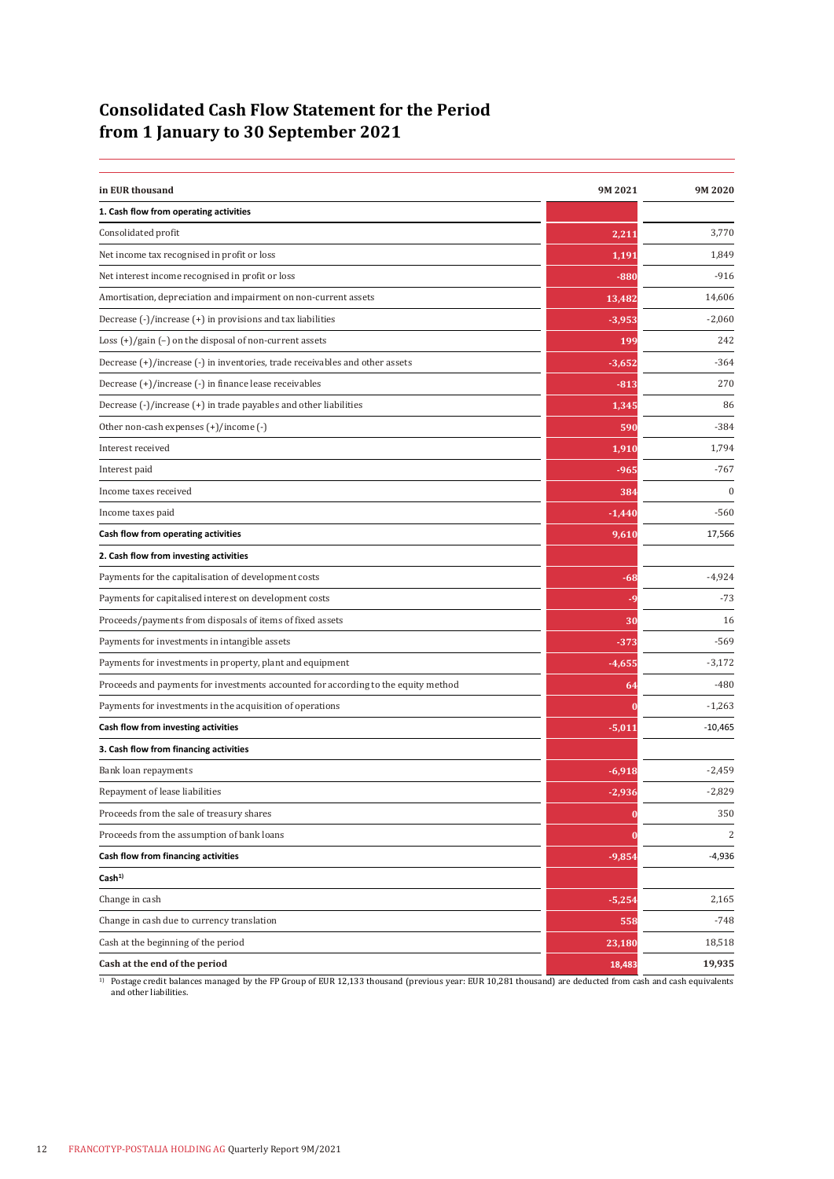# Consolidated Cash Flow Statement for the Period from 1 January to 30 September 2021

| in EUR thousand | 9M 2021 | 9M 2020 |
|---|---|---|
| **1. Cash flow from operating activities** | | |
| Consolidated profit | 2,211 | 3,770 |
| Net income tax recognised in profit or loss | 1,191 | 1,849 |
| Net interest income recognised in profit or loss | -880 | -916 |
| Amortisation, depreciation and impairment on non-current assets | 13,482 | 14,606 |
| Decrease (-)/increase (+) in provisions and tax liabilities | -3,953 | -2,060 |
| Loss (+)/gain (–) on the disposal of non-current assets | 199 | 242 |
| Decrease (+)/increase (-) in inventories, trade receivables and other assets | -3,652 | -364 |
| Decrease (+)/increase (-) in finance lease receivables | -813 | 270 |
| Decrease (-)/increase (+) in trade payables and other liabilities | 1,345 | 86 |
| Other non-cash expenses (+)/income (-) | 590 | -384 |
| Interest received | 1,910 | 1,794 |
| Interest paid | -965 | -767 |
| Income taxes received | 384 | 0 |
| Income taxes paid | -1,440 | -560 |
| **Cash flow from operating activities** | **9,610** | **17,566** |
| **2. Cash flow from investing activities** | | |
| Payments for the capitalisation of development costs | -68 | -4,924 |
| Payments for capitalised interest on development costs | -9 | -73 |
| Proceeds/payments from disposals of items of fixed assets | 30 | 16 |
| Payments for investments in intangible assets | -373 | -569 |
| Payments for investments in property, plant and equipment | -4,655 | -3,172 |
| Proceeds and payments for investments accounted for according to the equity method | 64 | -480 |
| Payments for investments in the acquisition of operations | 0 | -1,263 |
| **Cash flow from investing activities** | **-5,011** | **-10,465** |
| **3. Cash flow from financing activities** | | |
| Bank loan repayments | -6,918 | -2,459 |
| Repayment of lease liabilities | -2,936 | -2,829 |
| Proceeds from the sale of treasury shares | 0 | 350 |
| Proceeds from the assumption of bank loans | 0 | 2 |
| **Cash flow from financing activities** | **-9,854** | **-4,936** |
| **Cash**[1] | | |
| Change in cash | -5,254 | 2,165 |
| Change in cash due to currency translation | 558 | -748 |
| Cash at the beginning of the period | 23,180 | 18,518 |
| **Cash at the end of the period** | **18,483** | **19,935** |

[1] Postage credit balances managed by the FP Group of EUR 12,133 thousand (previous year: EUR 10,281 thousand) are deducted from cash and cash equivalents and other liabilities.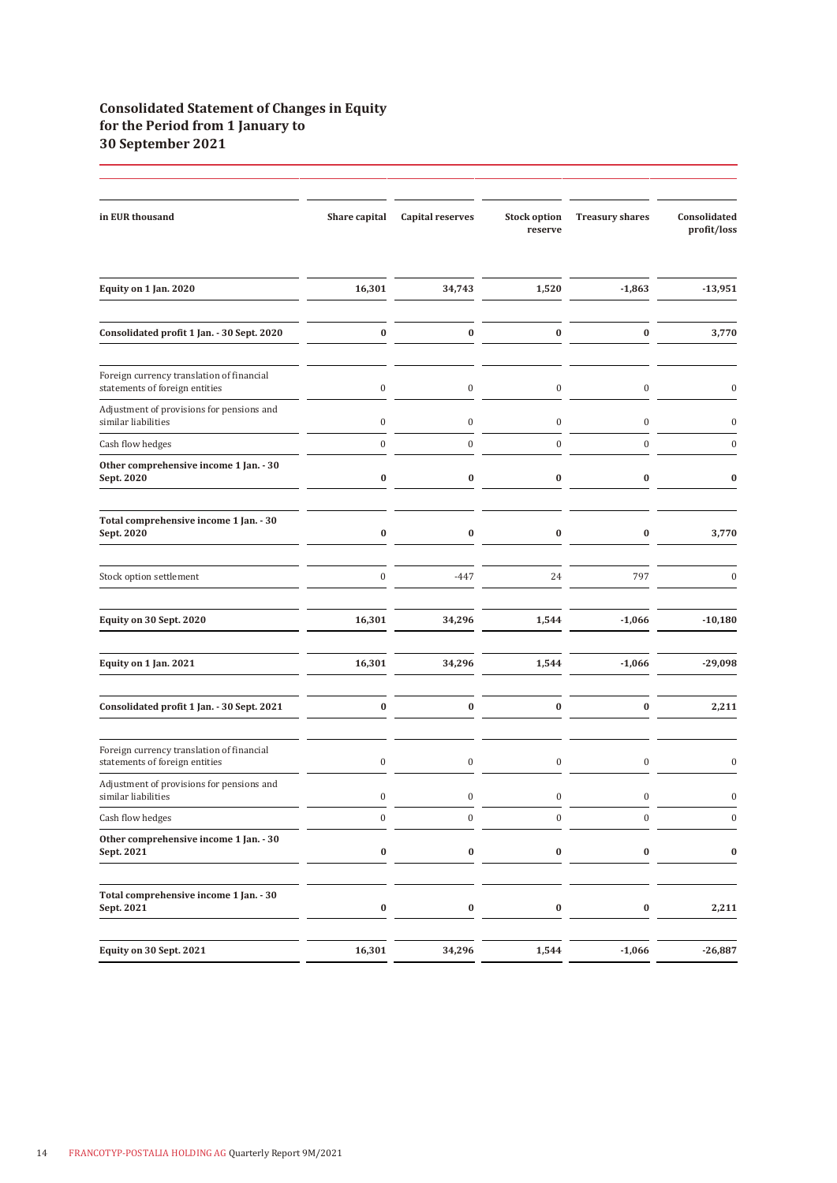## Consolidated Statement of Changes in Equity for the Period from 1 January to 30 September 2021

| in EUR thousand | Share capital | Capital reserves | Stock option reserve | Treasury shares | Consolidated profit/loss |
|---|---|---|---|---|---|
| **Equity on 1 Jan. 2020** | **16,301** | **34,743** | **1,520** | **-1,863** | **-13,951** |
| **Consolidated profit 1 Jan. - 30 Sept. 2020** | **0** | **0** | **0** | **0** | **3,770** |
| Foreign currency translation of financial statements of foreign entities | 0 | 0 | 0 | 0 | 0 |
| Adjustment of provisions for pensions and similar liabilities | 0 | 0 | 0 | 0 | 0 |
| Cash flow hedges | 0 | 0 | 0 | 0 | 0 |
| **Other comprehensive income 1 Jan. - 30 Sept. 2020** | **0** | **0** | **0** | **0** | **0** |
| **Total comprehensive income 1 Jan. - 30 Sept. 2020** | **0** | **0** | **0** | **0** | **3,770** |
| Stock option settlement | 0 | -447 | 24 | 797 | 0 |
| **Equity on 30 Sept. 2020** | **16,301** | **34,296** | **1,544** | **-1,066** | **-10,180** |
| **Equity on 1 Jan. 2021** | **16,301** | **34,296** | **1,544** | **-1,066** | **-29,098** |
| **Consolidated profit 1 Jan. - 30 Sept. 2021** | **0** | **0** | **0** | **0** | **2,211** |
| Foreign currency translation of financial statements of foreign entities | 0 | 0 | 0 | 0 | 0 |
| Adjustment of provisions for pensions and similar liabilities | 0 | 0 | 0 | 0 | 0 |
| Cash flow hedges | 0 | 0 | 0 | 0 | 0 |
| **Other comprehensive income 1 Jan. - 30 Sept. 2021** | **0** | **0** | **0** | **0** | **0** |
| **Total comprehensive income 1 Jan. - 30 Sept. 2021** | **0** | **0** | **0** | **0** | **2,211** |
| **Equity on 30 Sept. 2021** | **16,301** | **34,296** | **1,544** | **-1,066** | **-26,887** |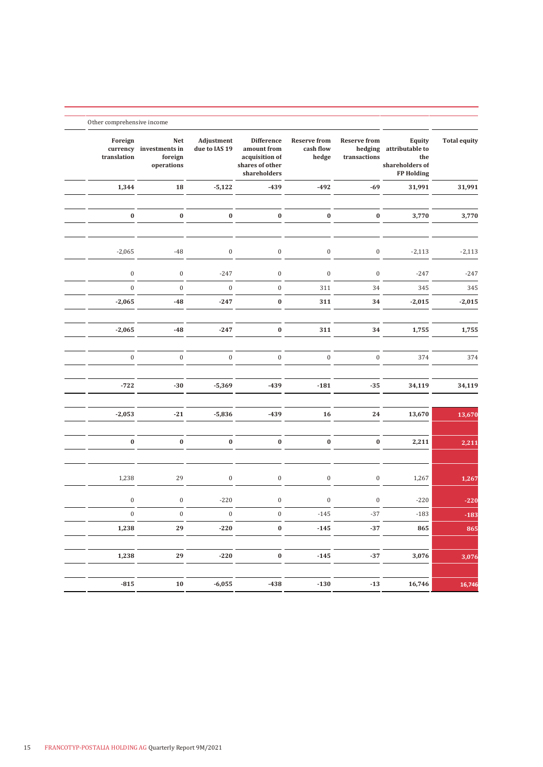| Other comprehensive income | | | | | | | |
|---|---|---|---|---|---|---|---|
| **Foreign currency translation** | **Net investments in foreign operations** | **Adjustment due to IAS 19** | **Difference amount from acquisition of shares of other shareholders** | **Reserve from cash flow hedge** | **Reserve from hedging transactions** | **Equity attributable to the shareholders of FP Holding** | **Total equity** |
| **1,344** | **18** | **-5,122** | **-439** | **-492** | **-69** | **31,991** | **31,991** |
| **0** | **0** | **0** | **0** | **0** | **0** | **3,770** | **3,770** |
| -2,065 | -48 | 0 | 0 | 0 | 0 | -2,113 | -2,113 |
| 0 | 0 | -247 | 0 | 0 | 0 | -247 | -247 |
| 0 | 0 | 0 | 0 | 311 | 34 | 345 | 345 |
| **-2,065** | **-48** | **-247** | **0** | **311** | **34** | **-2,015** | **-2,015** |
| **-2,065** | **-48** | **-247** | **0** | **311** | **34** | **1,755** | **1,755** |
| 0 | 0 | 0 | 0 | 0 | 0 | 374 | 374 |
| **-722** | **-30** | **-5,369** | **-439** | **-181** | **-35** | **34,119** | **34,119** |
| **-2,053** | **-21** | **-5,836** | **-439** | **16** | **24** | **13,670** | **13,670** |
| **0** | **0** | **0** | **0** | **0** | **0** | **2,211** | **2,211** |
| 1,238 | 29 | 0 | 0 | 0 | 0 | 1,267 | 1,267 |
| 0 | 0 | -220 | 0 | 0 | 0 | -220 | -220 |
| 0 | 0 | 0 | 0 | -145 | -37 | -183 | -183 |
| **1,238** | **29** | **-220** | **0** | **-145** | **-37** | **865** | **865** |
| **1,238** | **29** | **-220** | **0** | **-145** | **-37** | **3,076** | **3,076** |
| **-815** | **10** | **-6,055** | **-438** | **-130** | **-13** | **16,746** | **16,746** |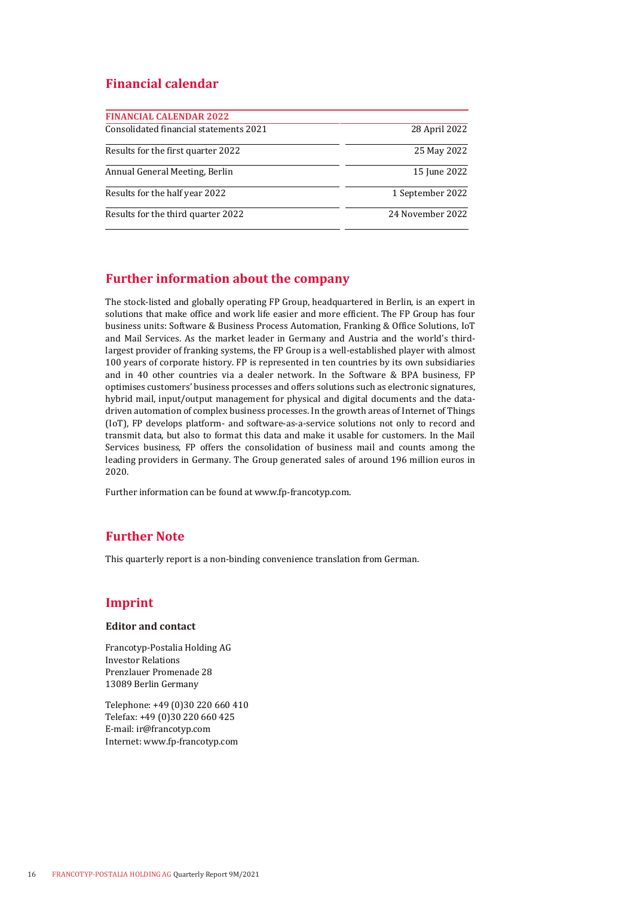## Financial calendar

| FINANCIAL CALENDAR 2022 | |
|---|---|
| Consolidated financial statements 2021 | 28 April 2022 |
| Results for the first quarter 2022 | 25 May 2022 |
| Annual General Meeting, Berlin | 15 June 2022 |
| Results for the half year 2022 | 1 September 2022 |
| Results for the third quarter 2022 | 24 November 2022 |

## Further information about the company

The stock-listed and globally operating FP Group, headquartered in Berlin, is an expert in solutions that make office and work life easier and more efficient. The FP Group has four business units: Software & Business Process Automation, Franking & Office Solutions, IoT and Mail Services. As the market leader in Germany and Austria and the world's third-largest provider of franking systems, the FP Group is a well-established player with almost 100 years of corporate history. FP is represented in ten countries by its own subsidiaries and in 40 other countries via a dealer network. In the Software & BPA business, FP optimises customers' business processes and offers solutions such as electronic signatures, hybrid mail, input/output management for physical and digital documents and the data-driven automation of complex business processes. In the growth areas of Internet of Things (IoT), FP develops platform- and software-as-a-service solutions not only to record and transmit data, but also to format this data and make it usable for customers. In the Mail Services business, FP offers the consolidation of business mail and counts among the leading providers in Germany. The Group generated sales of around 196 million euros in 2020.

Further information can be found at www.fp-francotyp.com.

## Further Note

This quarterly report is a non-binding convenience translation from German.

## Imprint

### Editor and contact

Francotyp-Postalia Holding AG
Investor Relations
Prenzlauer Promenade 28
13089 Berlin Germany

Telephone: +49 (0)30 220 660 410
Telefax: +49 (0)30 220 660 425
E-mail: ir@francotyp.com
Internet: www.fp-francotyp.com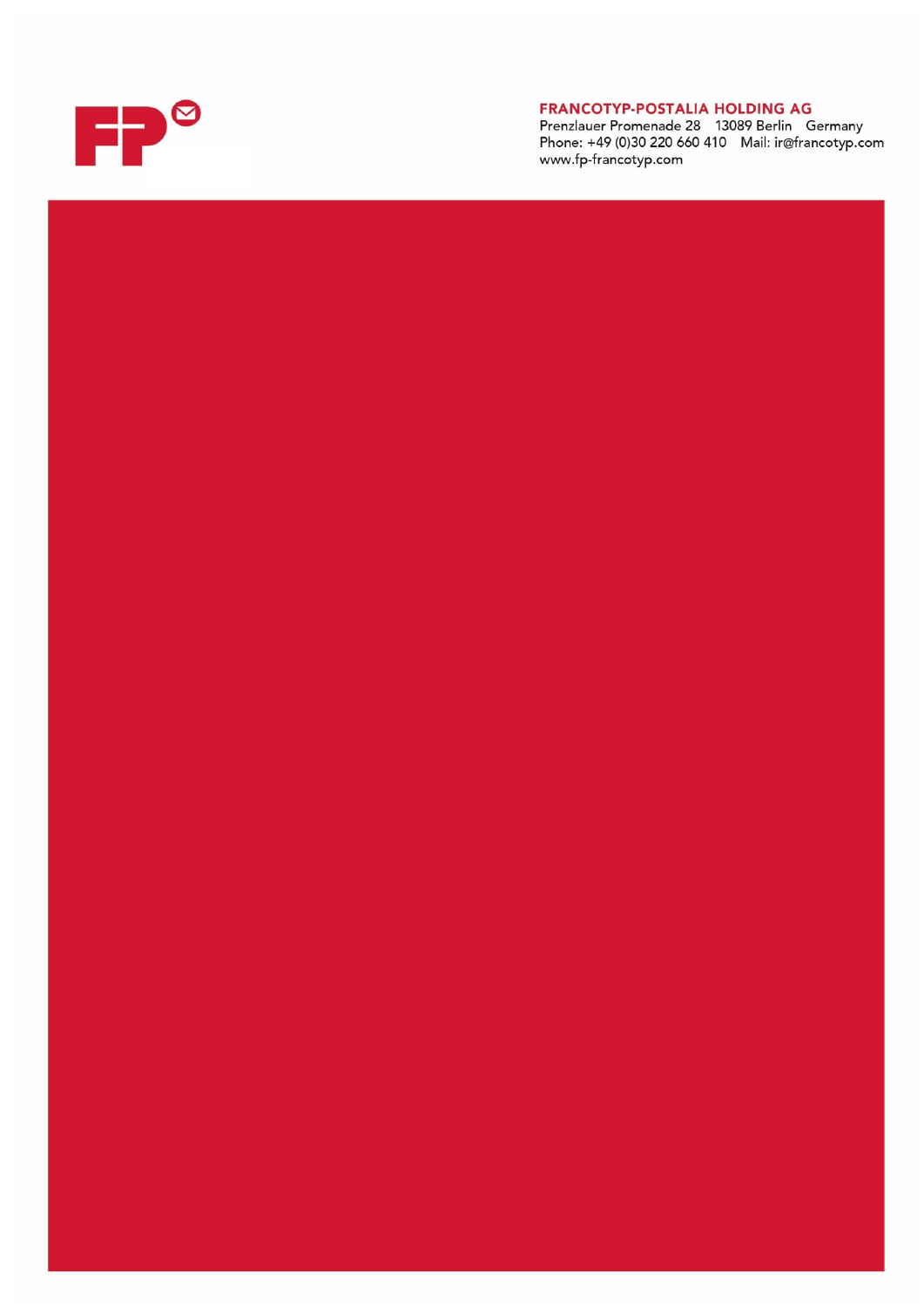**FRANCOTYP-POSTALIA HOLDING AG**
Prenzlauer Promenade 28 13089 Berlin Germany
Phone: +49 (0)30 220 660 410 Mail: ir@francotyp.com
www.fp-francotyp.com